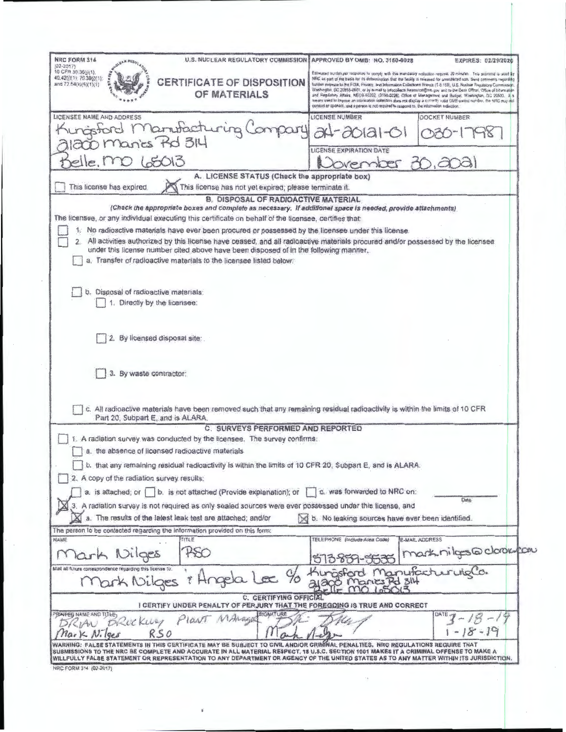NRC FORM 314 (02-2017) 10 CFR 30.36(j)(1), 40.42(j)(1), 70.38(j)(1), and 72.54(k)(5)(1)(1)

U.S. NUCLEAR REGULATORY COMMISSION

APPROVED BY OMB: NO. 3150-0028 EXPIRES: 02/29/2020

# CERTIFICATE OF DISPOSITION OF MATERIALS

Estimated burden per response to comply with this mandatory collection request: 30 minutes. This submittal is used by NRC as part of its basis for its determination that the facility is released for unrestricted use. Send comments regarding burden estimate to the FOIA, Privacy, and Information Collections Branch (T-5 F53), U.S. Nuclear Regulatory Commission, Washington, DC 20555-0001, or by e-mail to Infocollects.Resource@nrc.gov, and to the Desk Officer, Office of Information and Regulatory Affairs, NEOB-10202, (3150-0028), Office of Management and Budget, Washington, DC 20503. If a means used to impose an information collection does not display a currently valid OMB control number, the NRC may not conduct or sponsor, and a person is not required to respond to, the information collection.

| LICENSEE NAME AND ADDRESS | LICENSE NUMBER | DOCKET NUMBER |
|---|---|---|
| Kingsford Manufacturing Company 21200 Maries Rd 314 Belle, MO 65013 | 24-20121-01 | 030-17987 |
| | LICENSE EXPIRATION DATE | |
| | November 30, 2021 | |

## A. LICENSE STATUS (Check the appropriate box)

☐ This license has expired. ☒ This license has not yet expired; please terminate it.

## B. DISPOSAL OF RADIOACTIVE MATERIAL

*(Check the appropriate boxes and complete as necessary. If additional space is needed, provide attachments)*

The licensee, or any individual executing this certificate on behalf of the licensee, certifies that:

☐ 1. No radioactive materials have ever been procured or possessed by the licensee under this license.

☐ 2. All activities authorized by this license have ceased, and all radioactive materials procured and/or possessed by the licensee under this license number cited above have been disposed of in the following manner.

☐ a. Transfer of radioactive materials to the licensee listed below:

☐ b. Disposal of radioactive materials:

☐ 1. Directly by the licensee:

☐ 2. By licensed disposal site:

☐ 3. By waste contractor:

☐ c. All radioactive materials have been removed such that any remaining residual radioactivity is within the limits of 10 CFR Part 20, Subpart E, and is ALARA.

## C. SURVEYS PERFORMED AND REPORTED

☐ 1. A radiation survey was conducted by the licensee. The survey confirms:

☐ a. the absence of licensed radioactive materials

☐ b. that any remaining residual radioactivity is within the limits of 10 CFR 20, Subpart E, and is ALARA.

☐ 2. A copy of the radiation survey results:

☐ a. is attached; or ☐ b. is not attached (Provide explanation); or ☐ c. was forwarded to NRC on: ______ Date

☒ 3. A radiation survey is not required as only sealed sources were ever possessed under this license, and

☒ a. The results of the latest leak test are attached; and/or ☒ b. No leaking sources have ever been identified.

The person to be contacted regarding the information provided on this form:

| NAME | TITLE | TELEPHONE (Include Area Code) | E-MAIL ADDRESS |
|---|---|---|---|
| Mark Nilges | RSO | 573-859-3535 | mark.nilges@clorox.com |

Mail all future correspondence regarding this license to: Mark Nilges & Angela Lee c/o Kingsford Manufacturing Co. 21200 Maries Rd 314 Belle MO 65013

## C. CERTIFYING OFFICIAL

I CERTIFY UNDER PENALTY OF PERJURY THAT THE FOREGOING IS TRUE AND CORRECT

| PRINTED NAME AND TITLE | SIGNATURE | DATE |
|---|---|---|
| Brian Brockway Plant Manager | [signature] | 3-18-19 |
| Mark Nilges RSO | Mark Nilges | 1-18-19 |

WARNING: FALSE STATEMENTS IN THIS CERTIFICATE MAY BE SUBJECT TO CIVIL AND/OR CRIMINAL PENALTIES. NRC REGULATIONS REQUIRE THAT SUBMISSIONS TO THE NRC BE COMPLETE AND ACCURATE IN ALL MATERIAL RESPECT. 18 U.S.C. SECTION 1001 MAKES IT A CRIMINAL OFFENSE TO MAKE A WILLFULLY FALSE STATEMENT OR REPRESENTATION TO ANY DEPARTMENT OR AGENCY OF THE UNITED STATES AS TO ANY MATTER WITHIN ITS JURISDICTION.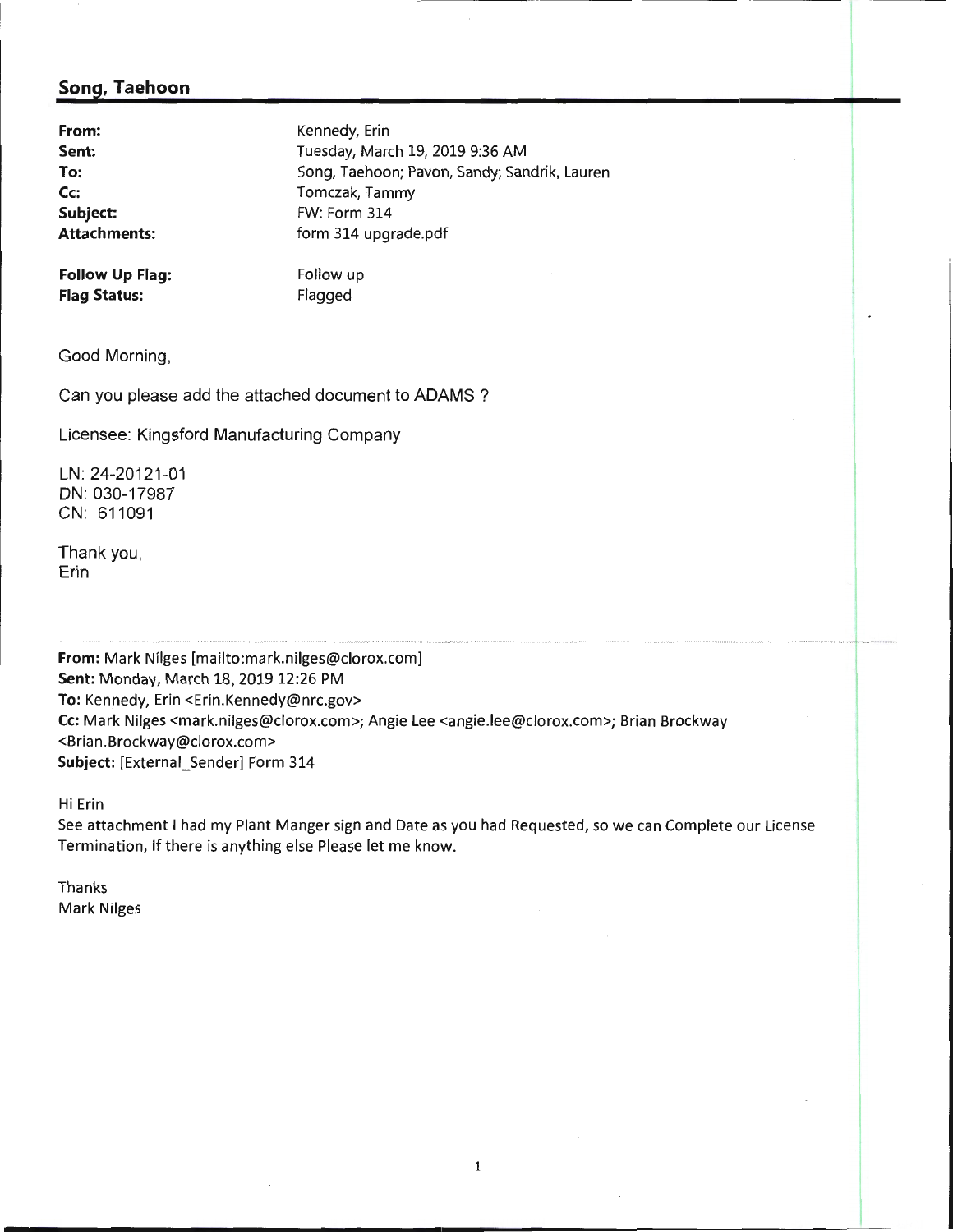## Song, Taehoon

| | |
|---|---|
| **From:** | Kennedy, Erin |
| **Sent:** | Tuesday, March 19, 2019 9:36 AM |
| **To:** | Song, Taehoon; Pavon, Sandy; Sandrik, Lauren |
| **Cc:** | Tomczak, Tammy |
| **Subject:** | FW: Form 314 |
| **Attachments:** | form 314 upgrade.pdf |
| **Follow Up Flag:** | Follow up |
| **Flag Status:** | Flagged |

Good Morning,

Can you please add the attached document to ADAMS ?

Licensee: Kingsford Manufacturing Company

LN: 24-20121-01
DN: 030-17987
CN: 611091

Thank you,
Erin

**From:** Mark Nilges [mailto:mark.nilges@clorox.com]
**Sent:** Monday, March 18, 2019 12:26 PM
**To:** Kennedy, Erin <Erin.Kennedy@nrc.gov>
**Cc:** Mark Nilges <mark.nilges@clorox.com>; Angie Lee <angie.lee@clorox.com>; Brian Brockway <Brian.Brockway@clorox.com>
**Subject:** [External_Sender] Form 314

Hi Erin
See attachment I had my Plant Manger sign and Date as you had Requested, so we can Complete our License Termination, If there is anything else Please let me know.

Thanks
Mark Nilges